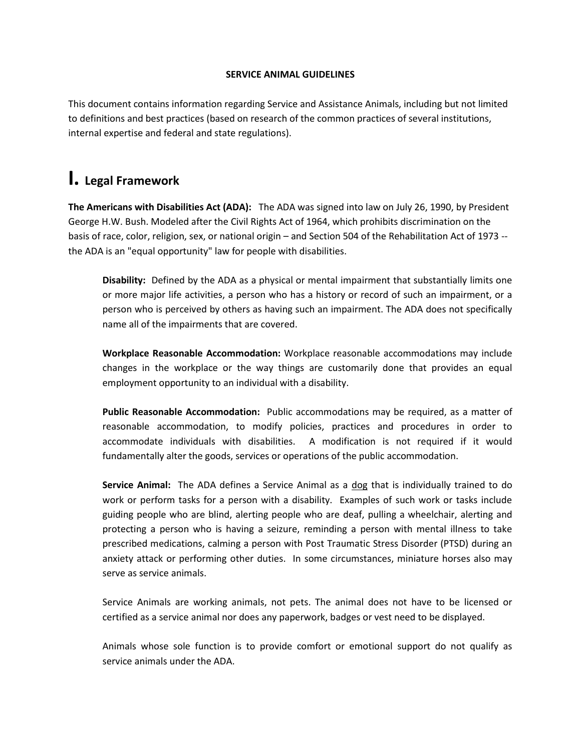**SERVICE ANIMAL GUIDELINES**

This document contains information regarding Service and Assistance Animals, including but not limited to definitions and best practices (based on research of the common practices of several institutions, internal expertise and federal and state regulations).

# I. Legal Framework

**The Americans with Disabilities Act (ADA):** The ADA was signed into law on July 26, 1990, by President George H.W. Bush. Modeled after the Civil Rights Act of 1964, which prohibits discrimination on the basis of race, color, religion, sex, or national origin – and Section 504 of the Rehabilitation Act of 1973 -- the ADA is an "equal opportunity" law for people with disabilities.

**Disability:** Defined by the ADA as a physical or mental impairment that substantially limits one or more major life activities, a person who has a history or record of such an impairment, or a person who is perceived by others as having such an impairment. The ADA does not specifically name all of the impairments that are covered.

**Workplace Reasonable Accommodation:** Workplace reasonable accommodations may include changes in the workplace or the way things are customarily done that provides an equal employment opportunity to an individual with a disability.

**Public Reasonable Accommodation:** Public accommodations may be required, as a matter of reasonable accommodation, to modify policies, practices and procedures in order to accommodate individuals with disabilities. A modification is not required if it would fundamentally alter the goods, services or operations of the public accommodation.

**Service Animal:** The ADA defines a Service Animal as a dog that is individually trained to do work or perform tasks for a person with a disability. Examples of such work or tasks include guiding people who are blind, alerting people who are deaf, pulling a wheelchair, alerting and protecting a person who is having a seizure, reminding a person with mental illness to take prescribed medications, calming a person with Post Traumatic Stress Disorder (PTSD) during an anxiety attack or performing other duties. In some circumstances, miniature horses also may serve as service animals.

Service Animals are working animals, not pets. The animal does not have to be licensed or certified as a service animal nor does any paperwork, badges or vest need to be displayed.

Animals whose sole function is to provide comfort or emotional support do not qualify as service animals under the ADA.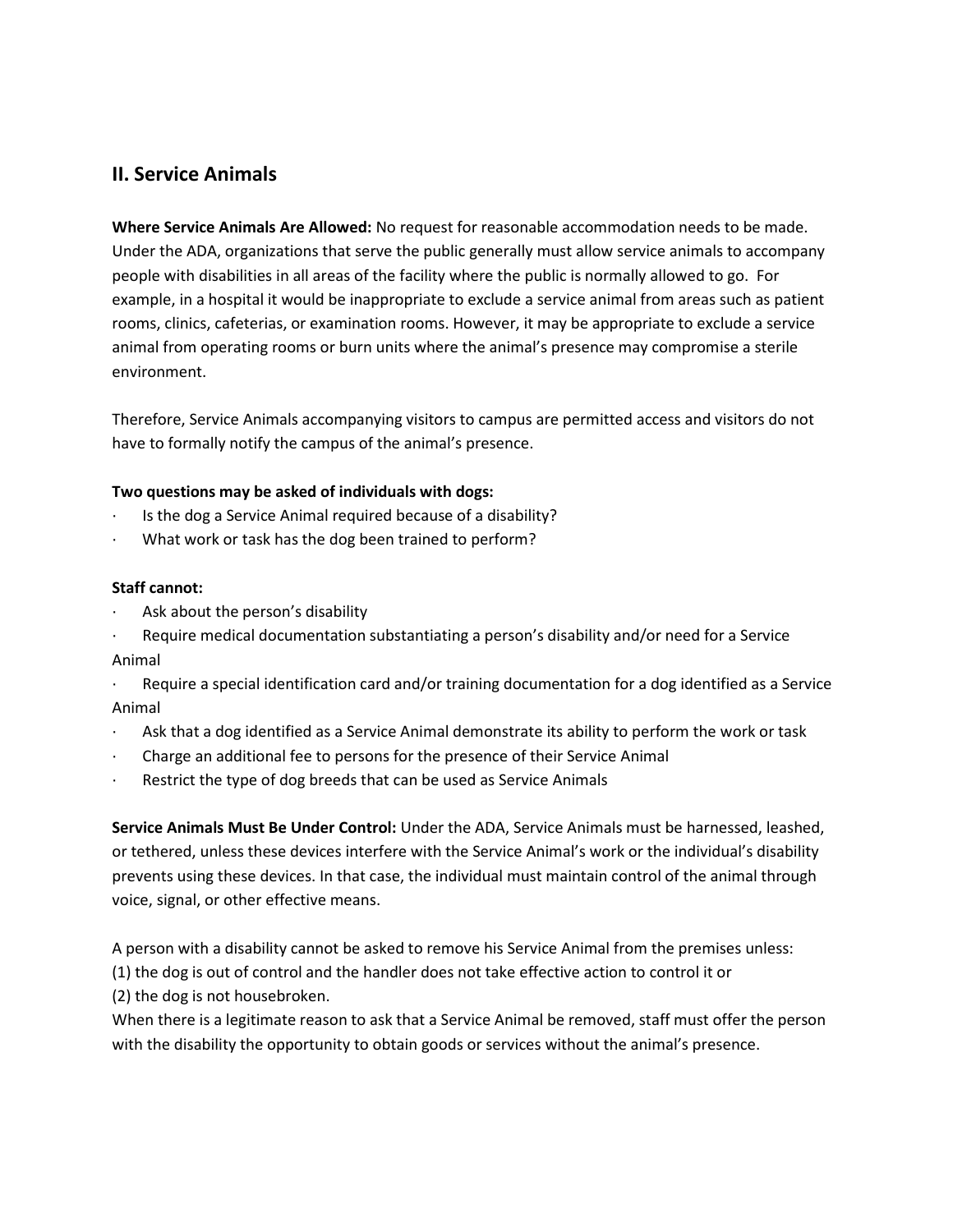## II. Service Animals

**Where Service Animals Are Allowed:** No request for reasonable accommodation needs to be made. Under the ADA, organizations that serve the public generally must allow service animals to accompany people with disabilities in all areas of the facility where the public is normally allowed to go. For example, in a hospital it would be inappropriate to exclude a service animal from areas such as patient rooms, clinics, cafeterias, or examination rooms. However, it may be appropriate to exclude a service animal from operating rooms or burn units where the animal's presence may compromise a sterile environment.

Therefore, Service Animals accompanying visitors to campus are permitted access and visitors do not have to formally notify the campus of the animal's presence.

**Two questions may be asked of individuals with dogs:**

- Is the dog a Service Animal required because of a disability?
- What work or task has the dog been trained to perform?

**Staff cannot:**

- Ask about the person's disability
- Require medical documentation substantiating a person's disability and/or need for a Service Animal
- Require a special identification card and/or training documentation for a dog identified as a Service Animal
- Ask that a dog identified as a Service Animal demonstrate its ability to perform the work or task
- Charge an additional fee to persons for the presence of their Service Animal
- Restrict the type of dog breeds that can be used as Service Animals

**Service Animals Must Be Under Control:** Under the ADA, Service Animals must be harnessed, leashed, or tethered, unless these devices interfere with the Service Animal's work or the individual's disability prevents using these devices. In that case, the individual must maintain control of the animal through voice, signal, or other effective means.

A person with a disability cannot be asked to remove his Service Animal from the premises unless:
(1) the dog is out of control and the handler does not take effective action to control it or
(2) the dog is not housebroken.
When there is a legitimate reason to ask that a Service Animal be removed, staff must offer the person with the disability the opportunity to obtain goods or services without the animal's presence.